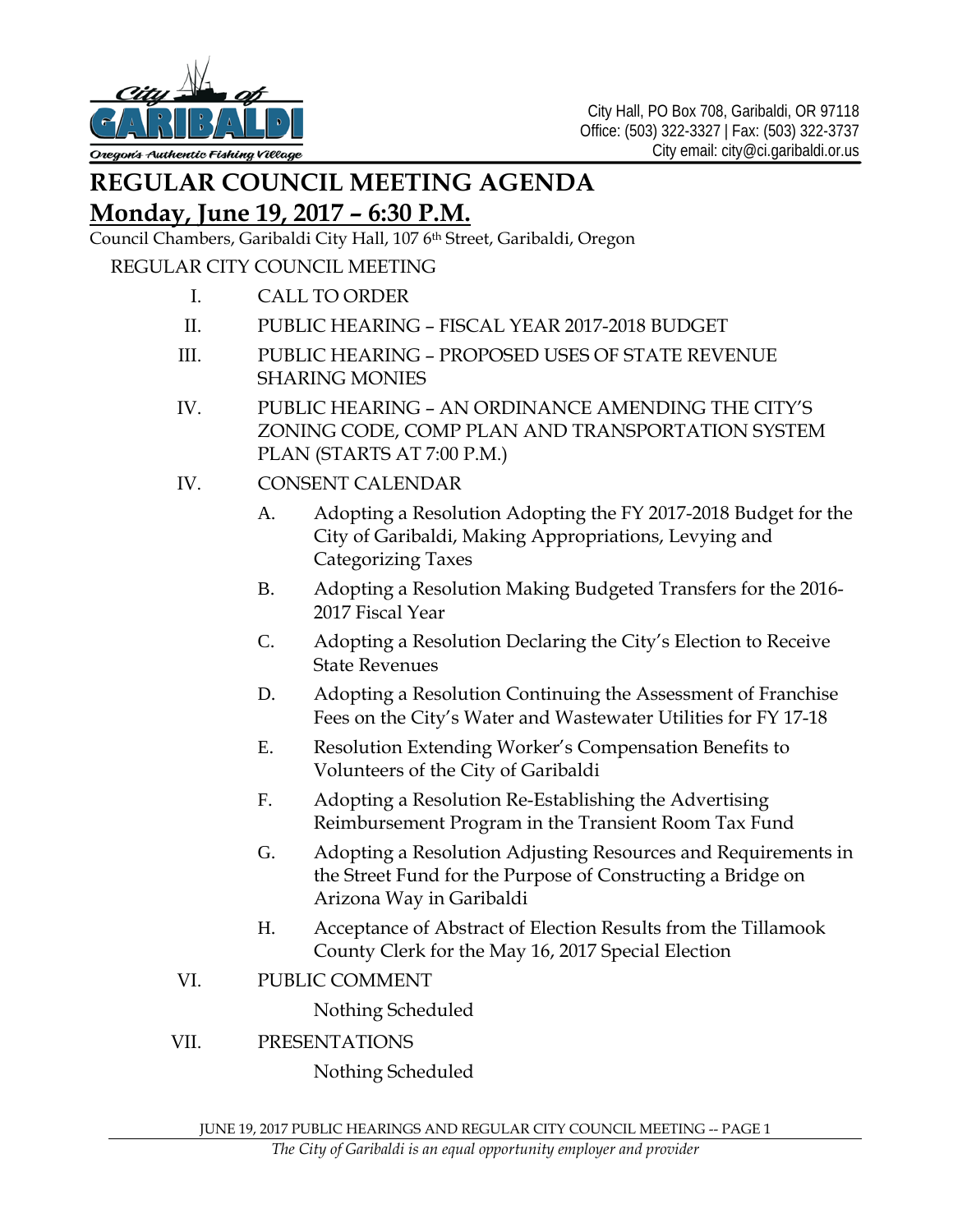City Hall, PO Box 708, Garibaldi, OR 97118
Office: (503) 322-3327 | Fax: (503) 322-3737
City email: city@ci.garibaldi.or.us

# REGULAR COUNCIL MEETING AGENDA

## Monday, June 19, 2017 – 6:30 P.M.

Council Chambers, Garibaldi City Hall, 107 6th Street, Garibaldi, Oregon

REGULAR CITY COUNCIL MEETING

I. CALL TO ORDER

II. PUBLIC HEARING – FISCAL YEAR 2017-2018 BUDGET

III. PUBLIC HEARING – PROPOSED USES OF STATE REVENUE SHARING MONIES

IV. PUBLIC HEARING – AN ORDINANCE AMENDING THE CITY'S ZONING CODE, COMP PLAN AND TRANSPORTATION SYSTEM PLAN (STARTS AT 7:00 P.M.)

IV. CONSENT CALENDAR

- A. Adopting a Resolution Adopting the FY 2017-2018 Budget for the City of Garibaldi, Making Appropriations, Levying and Categorizing Taxes
- B. Adopting a Resolution Making Budgeted Transfers for the 2016-2017 Fiscal Year
- C. Adopting a Resolution Declaring the City's Election to Receive State Revenues
- D. Adopting a Resolution Continuing the Assessment of Franchise Fees on the City's Water and Wastewater Utilities for FY 17-18
- E. Resolution Extending Worker's Compensation Benefits to Volunteers of the City of Garibaldi
- F. Adopting a Resolution Re-Establishing the Advertising Reimbursement Program in the Transient Room Tax Fund
- G. Adopting a Resolution Adjusting Resources and Requirements in the Street Fund for the Purpose of Constructing a Bridge on Arizona Way in Garibaldi
- H. Acceptance of Abstract of Election Results from the Tillamook County Clerk for the May 16, 2017 Special Election

VI. PUBLIC COMMENT

Nothing Scheduled

VII. PRESENTATIONS

Nothing Scheduled

*The City of Garibaldi is an equal opportunity employer and provider*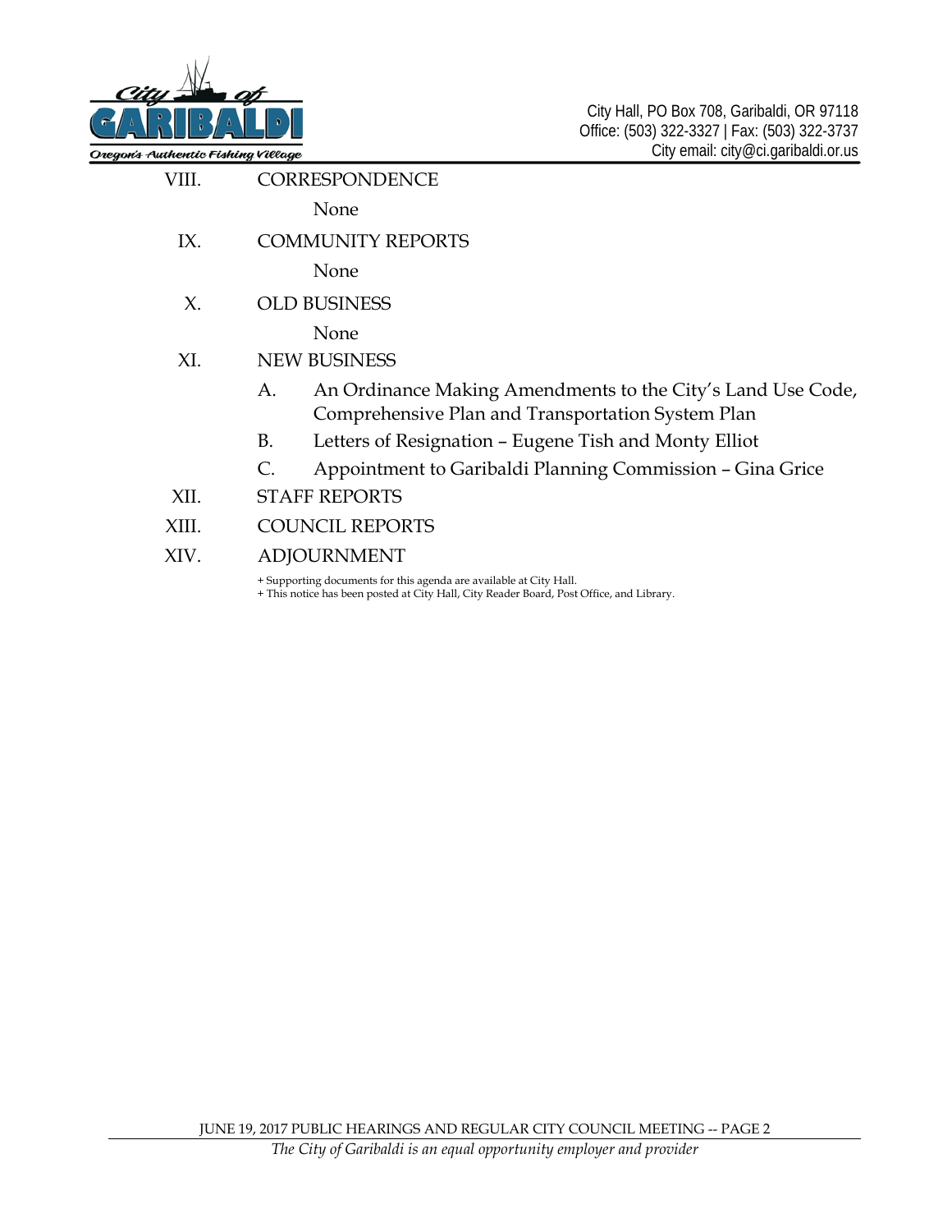VIII. CORRESPONDENCE

None

IX. COMMUNITY REPORTS

None

X. OLD BUSINESS

None

XI. NEW BUSINESS

A. An Ordinance Making Amendments to the City's Land Use Code, Comprehensive Plan and Transportation System Plan

B. Letters of Resignation – Eugene Tish and Monty Elliot

C. Appointment to Garibaldi Planning Commission – Gina Grice

XII. STAFF REPORTS

XIII. COUNCIL REPORTS

XIV. ADJOURNMENT

+ Supporting documents for this agenda are available at City Hall.
+ This notice has been posted at City Hall, City Reader Board, Post Office, and Library.